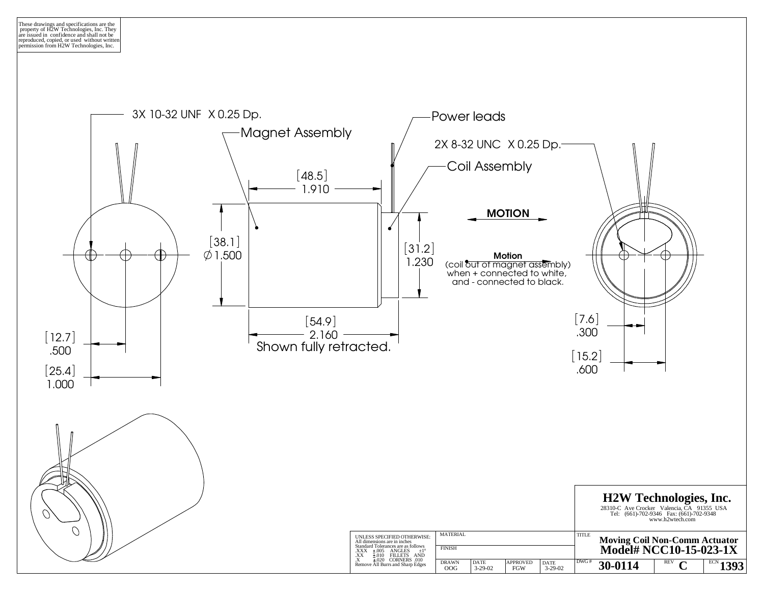These drawings and specifications are the property of H2W Technologies, Inc. They are issued in confidence and shall not be reproduced, copied, or used without written permission from H2W Technologies, Inc.

3X 10-32 UNF X 0.25 Dp.

Magnet Assembly

Power leads

2X 8-32 UNC X 0.25 Dp.

Coil Assembly

[48.5]
1.910

[38.1]
∅1.500

[31.2]
1.230

**MOTION**

**Motion**
(coil out of magnet assembly)
when + connected to white,
and - connected to black.

[54.9]
2.160

Shown fully retracted.

[12.7]
.500

[25.4]
1.000

[7.6]
.300

[15.2]
.600

# H2W Technologies, Inc.

28310-C Ave Crocker Valencia, CA 91355 USA
Tel: (661)-702-9346 Fax: (661)-702-9348
www.h2wtech.com

UNLESS SPECIFIED OTHERWISE:
All dimensions are in inches
Standard Tolerances are as follows
.XXX ±.005 ANGLES ±1°
.XX ±.010 FILLETS AND
.X ±.020 CORNERS .010
Remove All Burrs and Sharp Edges

| MATERIAL | | | |
|---|---|---|---|
| FINISH | | | |
| DRAWN OOG | DATE 3-29-02 | APPROVED FGW | DATE 3-29-02 |

TITLE **Moving Coil Non-Comm Actuator**
**Model# NCC10-15-023-1X**

| DWG # | REV | ECN |
|---|---|---|
| 30-0114 | C | 1393 |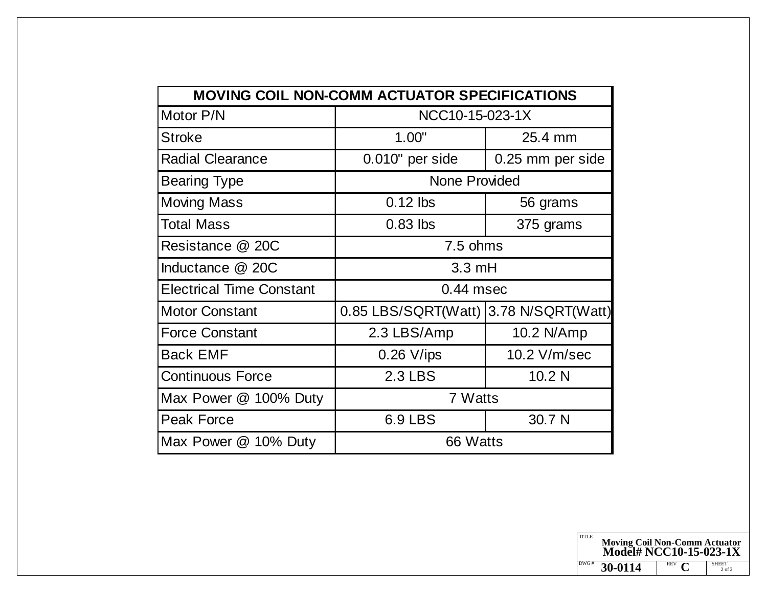| MOVING COIL NON-COMM ACTUATOR SPECIFICATIONS | | |
|---|---|---|
| Motor P/N | NCC10-15-023-1X | |
| Stroke | 1.00" | 25.4 mm |
| Radial Clearance | 0.010" per side | 0.25 mm per side |
| Bearing Type | None Provided | |
| Moving Mass | 0.12 lbs | 56 grams |
| Total Mass | 0.83 lbs | 375 grams |
| Resistance @ 20C | 7.5 ohms | |
| Inductance @ 20C | 3.3 mH | |
| Electrical Time Constant | 0.44 msec | |
| Motor Constant | 0.85 LBS/SQRT(Watt) | 3.78 N/SQRT(Watt) |
| Force Constant | 2.3 LBS/Amp | 10.2 N/Amp |
| Back EMF | 0.26 V/ips | 10.2 V/m/sec |
| Continuous Force | 2.3 LBS | 10.2 N |
| Max Power @ 100% Duty | 7 Watts | |
| Peak Force | 6.9 LBS | 30.7 N |
| Max Power @ 10% Duty | 66 Watts | |

TITLE **Moving Coil Non-Comm Actuator Model# NCC10-15-023-1X**

DWG # **30-0114** REV **C** SHEET 2 of 2